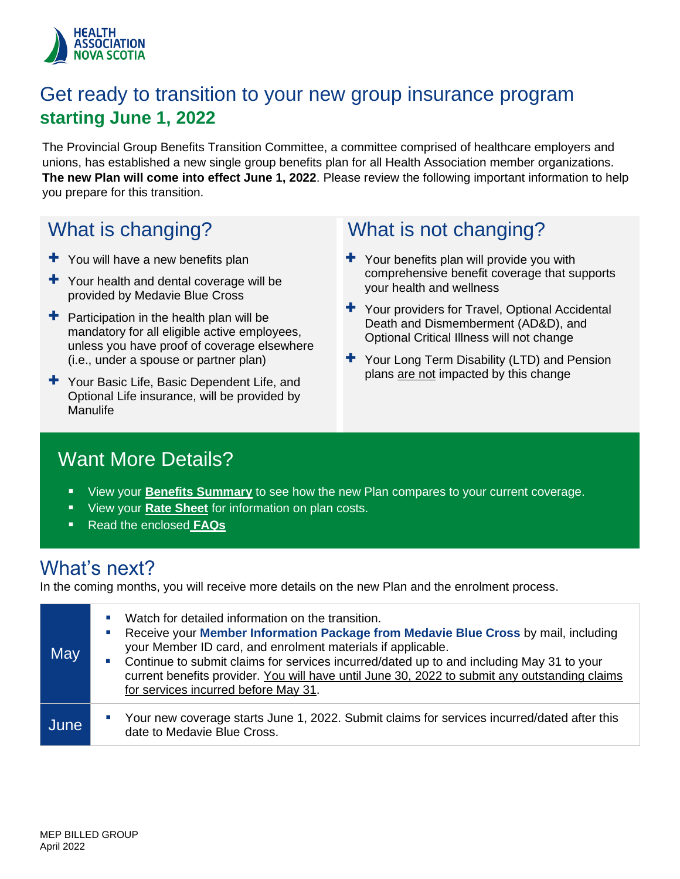HEALTH ASSOCIATION NOVA SCOTIA

# Get ready to transition to your new group insurance program **starting June 1, 2022**

The Provincial Group Benefits Transition Committee, a committee comprised of healthcare employers and unions, has established a new single group benefits plan for all Health Association member organizations. **The new Plan will come into effect June 1, 2022**. Please review the following important information to help you prepare for this transition.

## What is changing?

- You will have a new benefits plan
- Your health and dental coverage will be provided by Medavie Blue Cross
- Participation in the health plan will be mandatory for all eligible active employees, unless you have proof of coverage elsewhere (i.e., under a spouse or partner plan)
- Your Basic Life, Basic Dependent Life, and Optional Life insurance, will be provided by Manulife

## What is not changing?

- Your benefits plan will provide you with comprehensive benefit coverage that supports your health and wellness
- Your providers for Travel, Optional Accidental Death and Dismemberment (AD&D), and Optional Critical Illness will not change
- Your Long Term Disability (LTD) and Pension plans are not impacted by this change

## Want More Details?

- View your **Benefits Summary** to see how the new Plan compares to your current coverage.
- View your **Rate Sheet** for information on plan costs.
- Read the enclosed **FAQs**

## What's next?

In the coming months, you will receive more details on the new Plan and the enrolment process.

| | |
|---|---|
| May | - Watch for detailed information on the transition.<br>- Receive your **Member Information Package from Medavie Blue Cross** by mail, including your Member ID card, and enrolment materials if applicable.<br>- Continue to submit claims for services incurred/dated up to and including May 31 to your current benefits provider. You will have until June 30, 2022 to submit any outstanding claims for services incurred before May 31. |
| June | - Your new coverage starts June 1, 2022. Submit claims for services incurred/dated after this date to Medavie Blue Cross. |

MEP BILLED GROUP
April 2022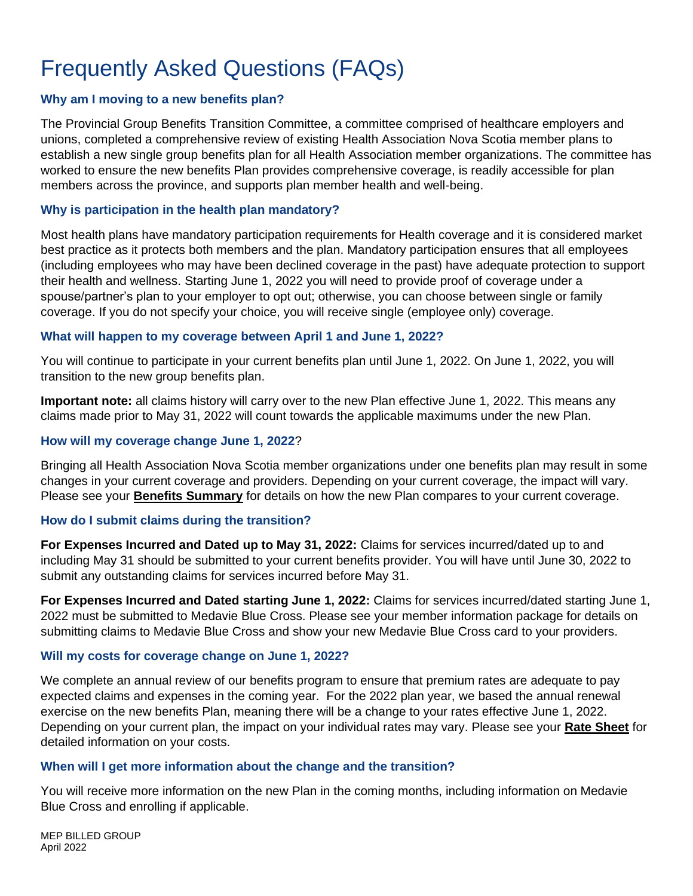# Frequently Asked Questions (FAQs)

### Why am I moving to a new benefits plan?

The Provincial Group Benefits Transition Committee, a committee comprised of healthcare employers and unions, completed a comprehensive review of existing Health Association Nova Scotia member plans to establish a new single group benefits plan for all Health Association member organizations. The committee has worked to ensure the new benefits Plan provides comprehensive coverage, is readily accessible for plan members across the province, and supports plan member health and well-being.

### Why is participation in the health plan mandatory?

Most health plans have mandatory participation requirements for Health coverage and it is considered market best practice as it protects both members and the plan. Mandatory participation ensures that all employees (including employees who may have been declined coverage in the past) have adequate protection to support their health and wellness. Starting June 1, 2022 you will need to provide proof of coverage under a spouse/partner's plan to your employer to opt out; otherwise, you can choose between single or family coverage. If you do not specify your choice, you will receive single (employee only) coverage.

### What will happen to my coverage between April 1 and June 1, 2022?

You will continue to participate in your current benefits plan until June 1, 2022. On June 1, 2022, you will transition to the new group benefits plan.

**Important note:** all claims history will carry over to the new Plan effective June 1, 2022. This means any claims made prior to May 31, 2022 will count towards the applicable maximums under the new Plan.

### How will my coverage change June 1, 2022?

Bringing all Health Association Nova Scotia member organizations under one benefits plan may result in some changes in your current coverage and providers. Depending on your current coverage, the impact will vary. Please see your **Benefits Summary** for details on how the new Plan compares to your current coverage.

### How do I submit claims during the transition?

**For Expenses Incurred and Dated up to May 31, 2022:** Claims for services incurred/dated up to and including May 31 should be submitted to your current benefits provider. You will have until June 30, 2022 to submit any outstanding claims for services incurred before May 31.

**For Expenses Incurred and Dated starting June 1, 2022:** Claims for services incurred/dated starting June 1, 2022 must be submitted to Medavie Blue Cross. Please see your member information package for details on submitting claims to Medavie Blue Cross and show your new Medavie Blue Cross card to your providers.

### Will my costs for coverage change on June 1, 2022?

We complete an annual review of our benefits program to ensure that premium rates are adequate to pay expected claims and expenses in the coming year. For the 2022 plan year, we based the annual renewal exercise on the new benefits Plan, meaning there will be a change to your rates effective June 1, 2022. Depending on your current plan, the impact on your individual rates may vary. Please see your **Rate Sheet** for detailed information on your costs.

### When will I get more information about the change and the transition?

You will receive more information on the new Plan in the coming months, including information on Medavie Blue Cross and enrolling if applicable.

MEP BILLED GROUP
April 2022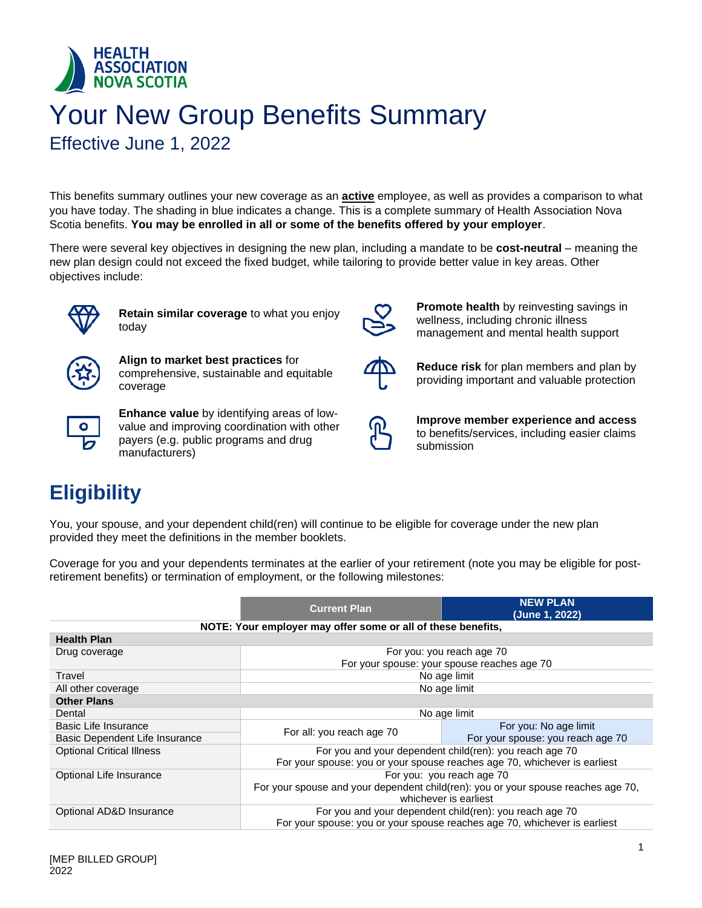HEALTH ASSOCIATION NOVA SCOTIA

# Your New Group Benefits Summary

## Effective June 1, 2022

This benefits summary outlines your new coverage as an **active** employee, as well as provides a comparison to what you have today. The shading in blue indicates a change. This is a complete summary of Health Association Nova Scotia benefits. **You may be enrolled in all or some of the benefits offered by your employer**.

There were several key objectives in designing the new plan, including a mandate to be **cost-neutral** – meaning the new plan design could not exceed the fixed budget, while tailoring to provide better value in key areas. Other objectives include:

- **Retain similar coverage** to what you enjoy today
- **Align to market best practices** for comprehensive, sustainable and equitable coverage
- **Enhance value** by identifying areas of low-value and improving coordination with other payers (e.g. public programs and drug manufacturers)
- **Promote health** by reinvesting savings in wellness, including chronic illness management and mental health support
- **Reduce risk** for plan members and plan by providing important and valuable protection
- **Improve member experience and access** to benefits/services, including easier claims submission

# Eligibility

You, your spouse, and your dependent child(ren) will continue to be eligible for coverage under the new plan provided they meet the definitions in the member booklets.

Coverage for you and your dependents terminates at the earlier of your retirement (note you may be eligible for post-retirement benefits) or termination of employment, or the following milestones:

| | Current Plan | NEW PLAN (June 1, 2022) |
|---|---|---|
| **NOTE: Your employer may offer some or all of these benefits,** | | |
| **Health Plan** | | |
| Drug coverage | For you: you reach age 70<br>For your spouse: your spouse reaches age 70 | |
| Travel | No age limit | |
| All other coverage | No age limit | |
| **Other Plans** | | |
| Dental | No age limit | |
| Basic Life Insurance<br>Basic Dependent Life Insurance | For all: you reach age 70 | For you: No age limit<br>For your spouse: you reach age 70 |
| Optional Critical Illness | For you and your dependent child(ren): you reach age 70<br>For your spouse: you or your spouse reaches age 70, whichever is earliest | |
| Optional Life Insurance | For you: you reach age 70<br>For your spouse and your dependent child(ren): you or your spouse reaches age 70, whichever is earliest | |
| Optional AD&D Insurance | For you and your dependent child(ren): you reach age 70<br>For your spouse: you or your spouse reaches age 70, whichever is earliest | |

[MEP BILLED GROUP]
2022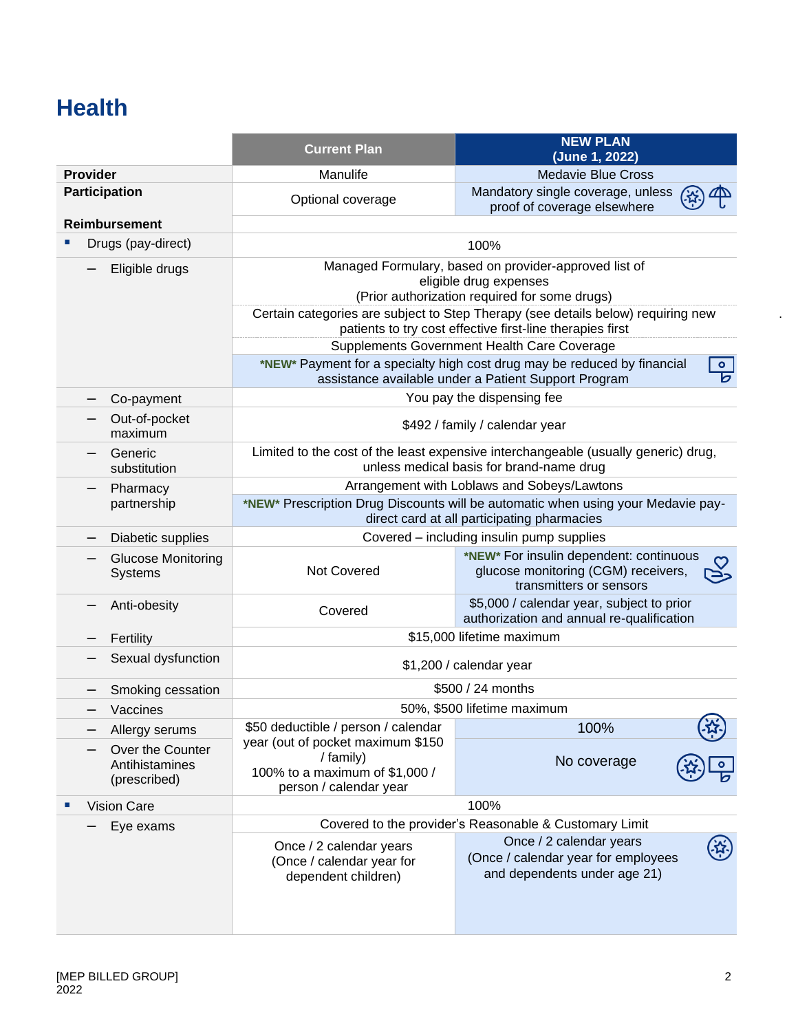# Health

| | Current Plan | NEW PLAN (June 1, 2022) |
|---|---|---|
| **Provider** | Manulife | Medavie Blue Cross |
| **Participation** | Optional coverage | Mandatory single coverage, unless proof of coverage elsewhere |
| **Reimbursement** | | |
| ▪ Drugs (pay-direct) | 100% | 100% |
| – Eligible drugs | Managed Formulary, based on provider-approved list of eligible drug expenses (Prior authorization required for some drugs) | Managed Formulary, based on provider-approved list of eligible drug expenses (Prior authorization required for some drugs) |
| | Certain categories are subject to Step Therapy (see details below) requiring new patients to try cost effective first-line therapies first | Certain categories are subject to Step Therapy (see details below) requiring new patients to try cost effective first-line therapies first |
| | Supplements Government Health Care Coverage | Supplements Government Health Care Coverage |
| | *NEW* Payment for a specialty high cost drug may be reduced by financial assistance available under a Patient Support Program | *NEW* Payment for a specialty high cost drug may be reduced by financial assistance available under a Patient Support Program |
| – Co-payment | You pay the dispensing fee | You pay the dispensing fee |
| – Out-of-pocket maximum | $492 / family / calendar year | $492 / family / calendar year |
| – Generic substitution | Limited to the cost of the least expensive interchangeable (usually generic) drug, unless medical basis for brand-name drug | Limited to the cost of the least expensive interchangeable (usually generic) drug, unless medical basis for brand-name drug |
| – Pharmacy partnership | Arrangement with Loblaws and Sobeys/Lawtons | Arrangement with Loblaws and Sobeys/Lawtons |
| | *NEW* Prescription Drug Discounts will be automatic when using your Medavie pay-direct card at all participating pharmacies | *NEW* Prescription Drug Discounts will be automatic when using your Medavie pay-direct card at all participating pharmacies |
| – Diabetic supplies | Covered – including insulin pump supplies | Covered – including insulin pump supplies |
| – Glucose Monitoring Systems | Not Covered | *NEW* For insulin dependent: continuous glucose monitoring (CGM) receivers, transmitters or sensors |
| – Anti-obesity | Covered | $5,000 / calendar year, subject to prior authorization and annual re-qualification |
| – Fertility | $15,000 lifetime maximum | $15,000 lifetime maximum |
| – Sexual dysfunction | $1,200 / calendar year | $1,200 / calendar year |
| – Smoking cessation | $500 / 24 months | $500 / 24 months |
| – Vaccines | 50%, $500 lifetime maximum | 50%, $500 lifetime maximum |
| – Allergy serums | $50 deductible / person / calendar year (out of pocket maximum $150 / family) 100% to a maximum of $1,000 / person / calendar year | 100% |
| – Over the Counter Antihistamines (prescribed) | | No coverage |
| ▪ Vision Care | 100% | 100% |
| – Eye exams | Covered to the provider's Reasonable & Customary Limit | Covered to the provider's Reasonable & Customary Limit |
| | Once / 2 calendar years (Once / calendar year for dependent children) | Once / 2 calendar years (Once / calendar year for employees and dependents under age 21) |

[MEP BILLED GROUP]
2022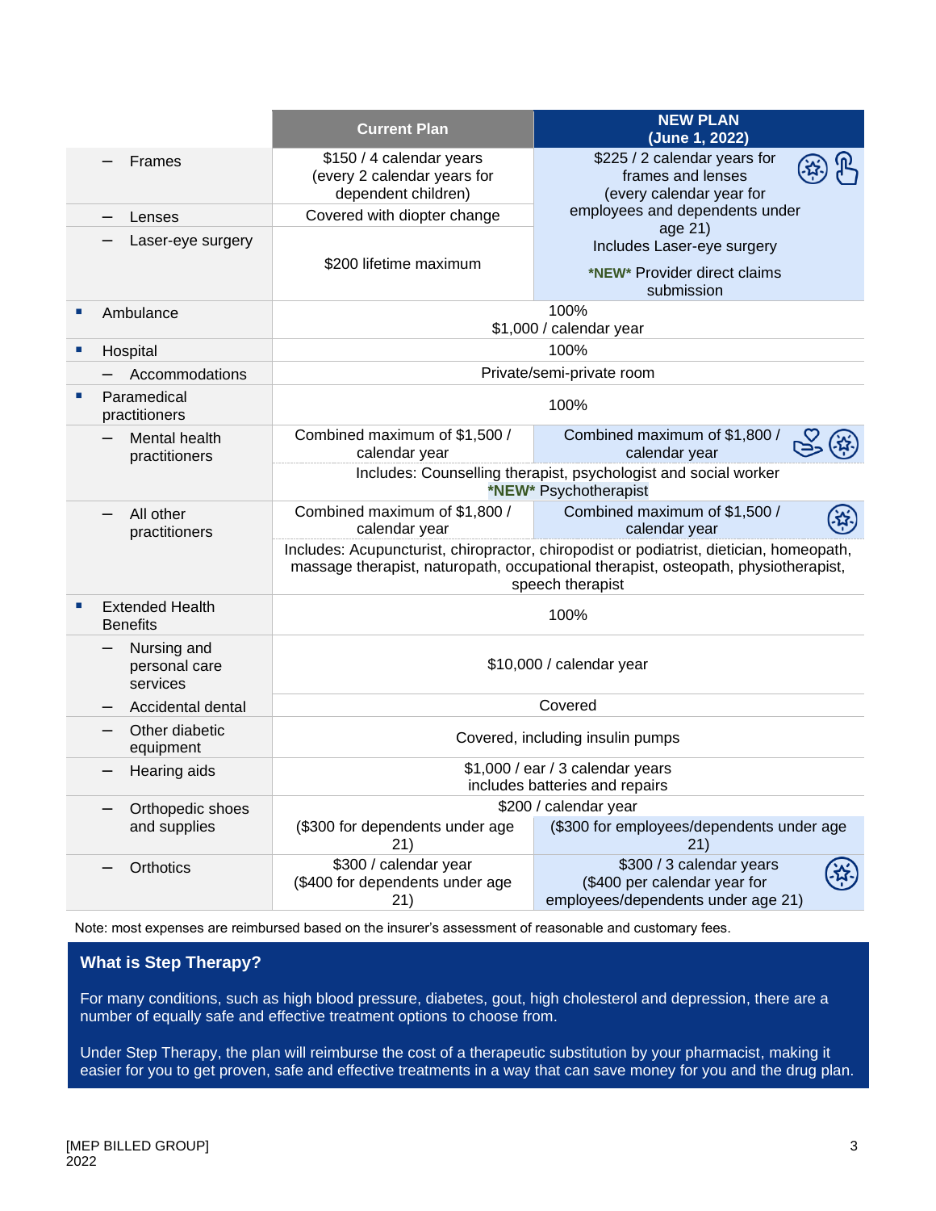| | Current Plan | NEW PLAN (June 1, 2022) |
|---|---|---|
| – Frames | $150 / 4 calendar years (every 2 calendar years for dependent children) | $225 / 2 calendar years for frames and lenses (every calendar year for employees and dependents under age 21) Includes Laser-eye surgery *NEW* Provider direct claims submission |
| – Lenses | Covered with diopter change | |
| – Laser-eye surgery | $200 lifetime maximum | |
| ▪ Ambulance | 100% $1,000 / calendar year | |
| ▪ Hospital | 100% | |
| – Accommodations | Private/semi-private room | |
| ▪ Paramedical practitioners | 100% | |
| – Mental health practitioners | Combined maximum of $1,500 / calendar year | Combined maximum of $1,800 / calendar year |
| | Includes: Counselling therapist, psychologist and social worker *NEW* Psychotherapist | |
| – All other practitioners | Combined maximum of $1,800 / calendar year | Combined maximum of $1,500 / calendar year |
| | Includes: Acupuncturist, chiropractor, chiropodist or podiatrist, dietician, homeopath, massage therapist, naturopath, occupational therapist, osteopath, physiotherapist, speech therapist | |
| ▪ Extended Health Benefits | 100% | |
| – Nursing and personal care services | $10,000 / calendar year | |
| – Accidental dental | Covered | |
| – Other diabetic equipment | Covered, including insulin pumps | |
| – Hearing aids | $1,000 / ear / 3 calendar years includes batteries and repairs | |
| – Orthopedic shoes and supplies | $200 / calendar year ($300 for dependents under age 21) | $200 / calendar year ($300 for employees/dependents under age 21) |
| – Orthotics | $300 / calendar year ($400 for dependents under age 21) | $300 / 3 calendar years ($400 per calendar year for employees/dependents under age 21) |

Note: most expenses are reimbursed based on the insurer's assessment of reasonable and customary fees.

### What is Step Therapy?

For many conditions, such as high blood pressure, diabetes, gout, high cholesterol and depression, there are a number of equally safe and effective treatment options to choose from.

Under Step Therapy, the plan will reimburse the cost of a therapeutic substitution by your pharmacist, making it easier for you to get proven, safe and effective treatments in a way that can save money for you and the drug plan.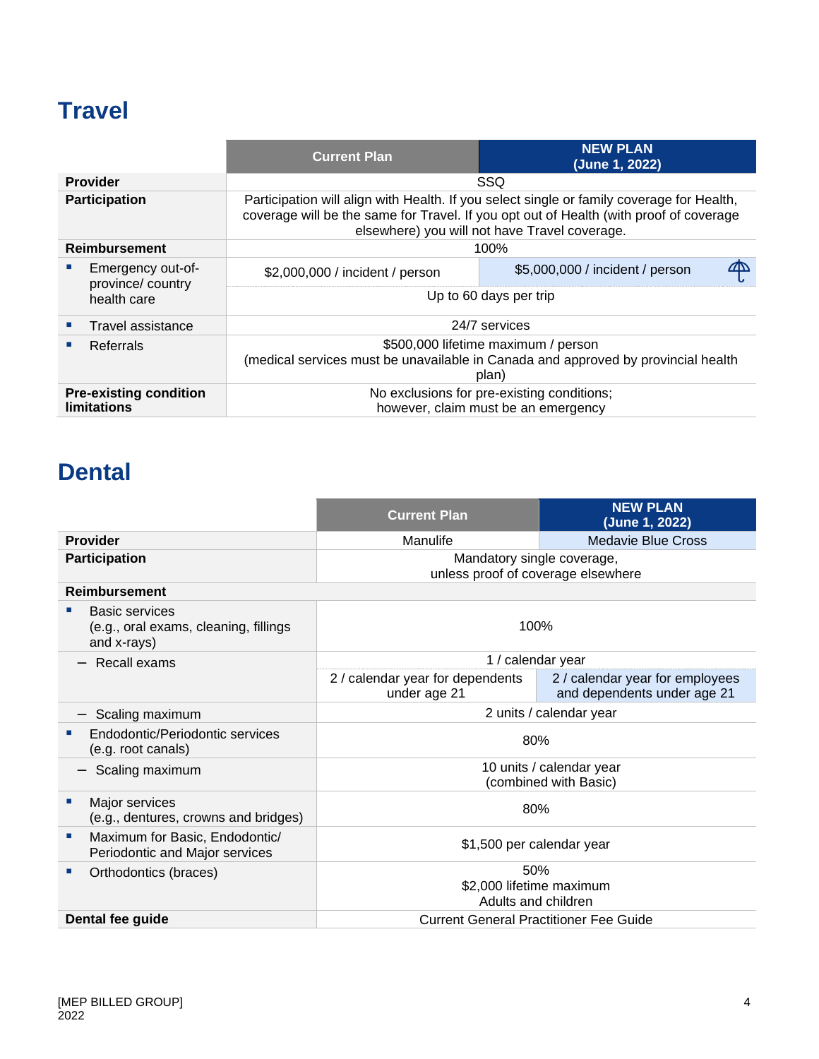## Travel

| | Current Plan | NEW PLAN (June 1, 2022) |
|---|---|---|
| **Provider** | SSQ | |
| **Participation** | Participation will align with Health. If you select single or family coverage for Health, coverage will be the same for Travel. If you opt out of Health (with proof of coverage elsewhere) you will not have Travel coverage. | |
| **Reimbursement** | 100% | |
| ▪ Emergency out-of-province/ country health care | $2,000,000 / incident / person | $5,000,000 / incident / person |
| | Up to 60 days per trip | |
| ▪ Travel assistance | 24/7 services | |
| ▪ Referrals | $500,000 lifetime maximum / person (medical services must be unavailable in Canada and approved by provincial health plan) | |
| **Pre-existing condition limitations** | No exclusions for pre-existing conditions; however, claim must be an emergency | |

## Dental

| | Current Plan | NEW PLAN (June 1, 2022) |
|---|---|---|
| **Provider** | Manulife | Medavie Blue Cross |
| **Participation** | Mandatory single coverage, unless proof of coverage elsewhere | |
| **Reimbursement** | | |
| ▪ Basic services (e.g., oral exams, cleaning, fillings and x-rays) | 100% | |
| – Recall exams | 1 / calendar year | |
| | 2 / calendar year for dependents under age 21 | 2 / calendar year for employees and dependents under age 21 |
| – Scaling maximum | 2 units / calendar year | |
| ▪ Endodontic/Periodontic services (e.g. root canals) | 80% | |
| – Scaling maximum | 10 units / calendar year (combined with Basic) | |
| ▪ Major services (e.g., dentures, crowns and bridges) | 80% | |
| ▪ Maximum for Basic, Endodontic/ Periodontic and Major services | $1,500 per calendar year | |
| ▪ Orthodontics (braces) | 50% $2,000 lifetime maximum Adults and children | |
| **Dental fee guide** | Current General Practitioner Fee Guide | |

[MEP BILLED GROUP]
2022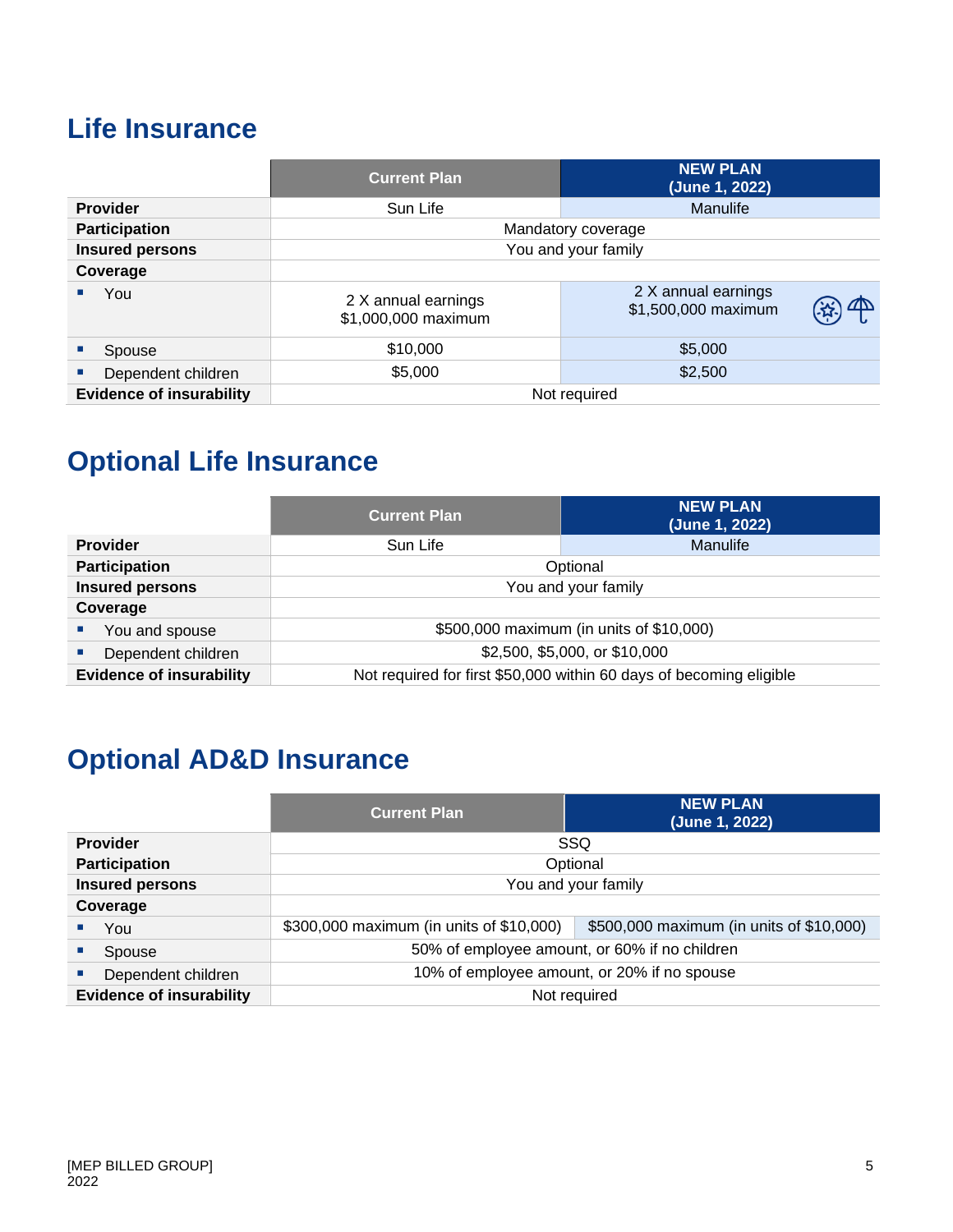# Life Insurance

| | Current Plan | NEW PLAN (June 1, 2022) |
|---|---|---|
| **Provider** | Sun Life | Manulife |
| **Participation** | Mandatory coverage | |
| **Insured persons** | You and your family | |
| **Coverage** | | |
| ▪ You | 2 X annual earnings<br>$1,000,000 maximum | 2 X annual earnings<br>$1,500,000 maximum |
| ▪ Spouse | $10,000 | $5,000 |
| ▪ Dependent children | $5,000 | $2,500 |
| **Evidence of insurability** | Not required | |

# Optional Life Insurance

| | Current Plan | NEW PLAN (June 1, 2022) |
|---|---|---|
| **Provider** | Sun Life | Manulife |
| **Participation** | Optional | |
| **Insured persons** | You and your family | |
| **Coverage** | | |
| ▪ You and spouse | $500,000 maximum (in units of $10,000) | |
| ▪ Dependent children | $2,500, $5,000, or $10,000 | |
| **Evidence of insurability** | Not required for first $50,000 within 60 days of becoming eligible | |

# Optional AD&D Insurance

| | Current Plan | NEW PLAN (June 1, 2022) |
|---|---|---|
| **Provider** | SSQ | |
| **Participation** | Optional | |
| **Insured persons** | You and your family | |
| **Coverage** | | |
| ▪ You | $300,000 maximum (in units of $10,000) | $500,000 maximum (in units of $10,000) |
| ▪ Spouse | 50% of employee amount, or 60% if no children | |
| ▪ Dependent children | 10% of employee amount, or 20% if no spouse | |
| **Evidence of insurability** | Not required | |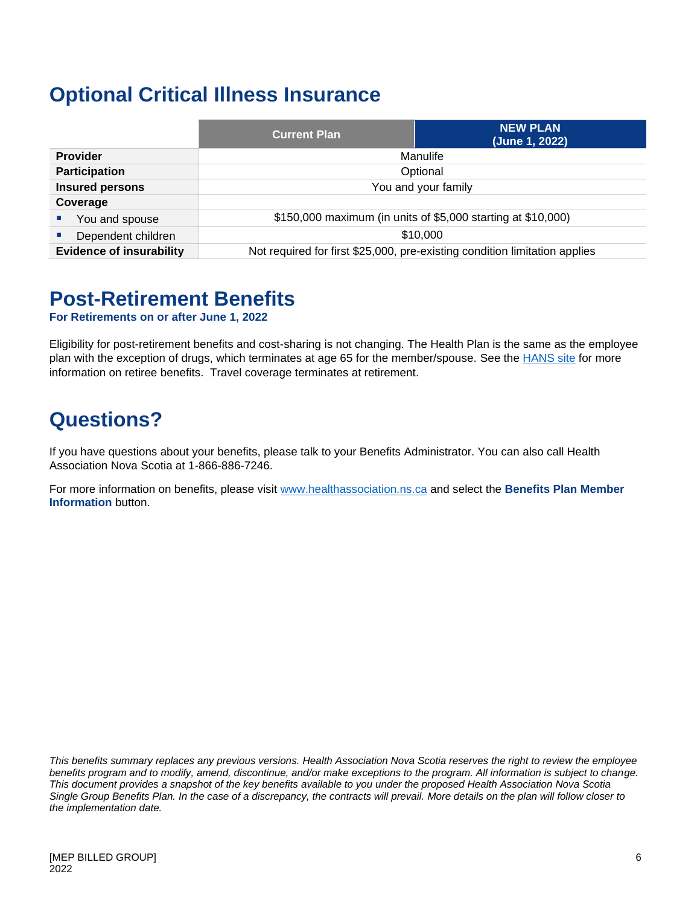# Optional Critical Illness Insurance

| | Current Plan | NEW PLAN (June 1, 2022) |
|---|---|---|
| **Provider** | Manulife | |
| **Participation** | Optional | |
| **Insured persons** | You and your family | |
| **Coverage** | | |
| ▪ You and spouse | $150,000 maximum (in units of $5,000 starting at $10,000) | |
| ▪ Dependent children | $10,000 | |
| **Evidence of insurability** | Not required for first $25,000, pre-existing condition limitation applies | |

# Post-Retirement Benefits

**For Retirements on or after June 1, 2022**

Eligibility for post-retirement benefits and cost-sharing is not changing. The Health Plan is the same as the employee plan with the exception of drugs, which terminates at age 65 for the member/spouse. See the HANS site for more information on retiree benefits. Travel coverage terminates at retirement.

# Questions?

If you have questions about your benefits, please talk to your Benefits Administrator. You can also call Health Association Nova Scotia at 1-866-886-7246.

For more information on benefits, please visit www.healthassociation.ns.ca and select the **Benefits Plan Member Information** button.

*This benefits summary replaces any previous versions. Health Association Nova Scotia reserves the right to review the employee benefits program and to modify, amend, discontinue, and/or make exceptions to the program. All information is subject to change. This document provides a snapshot of the key benefits available to you under the proposed Health Association Nova Scotia Single Group Benefits Plan. In the case of a discrepancy, the contracts will prevail. More details on the plan will follow closer to the implementation date.*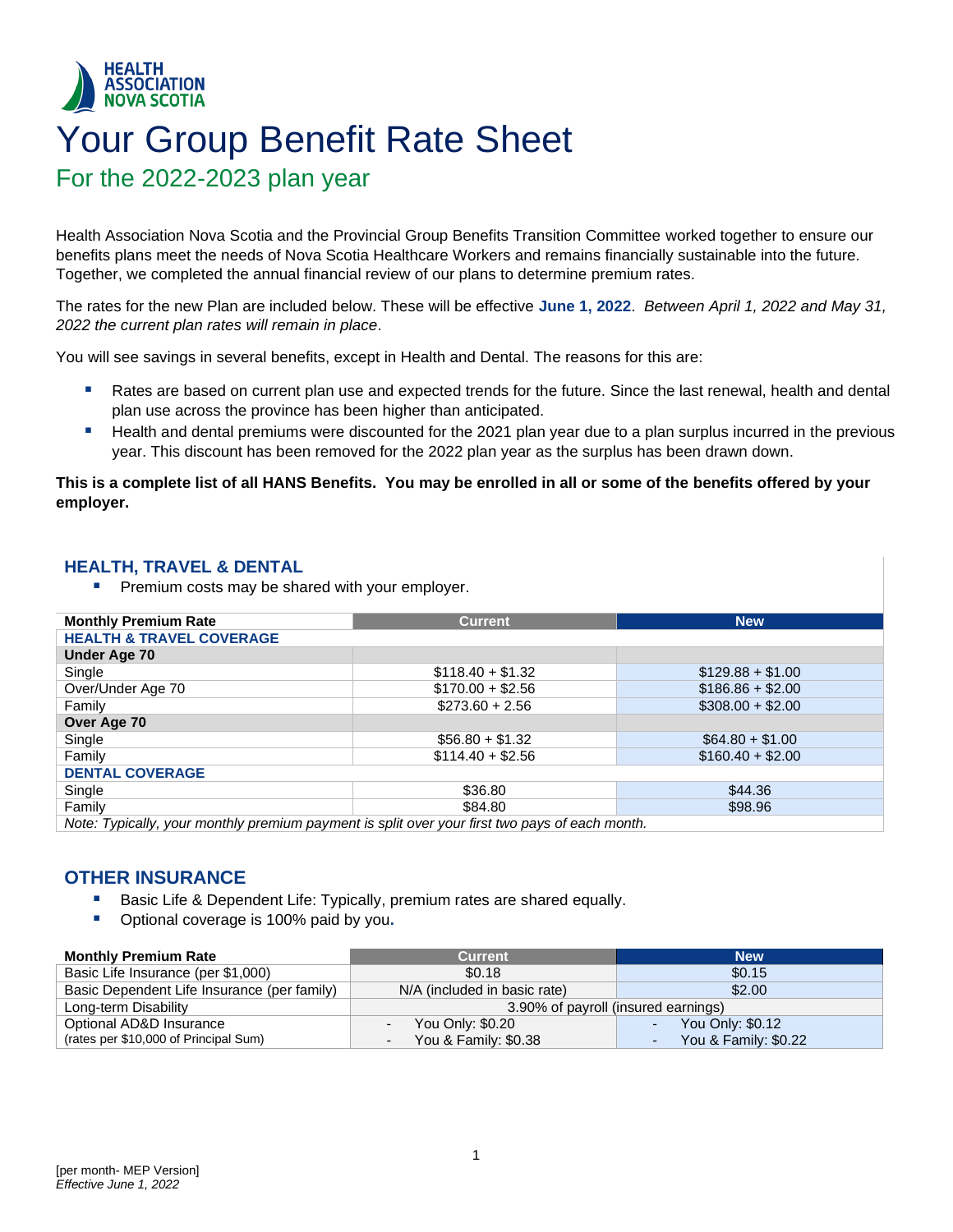HEALTH ASSOCIATION NOVA SCOTIA

# Your Group Benefit Rate Sheet

## For the 2022-2023 plan year

Health Association Nova Scotia and the Provincial Group Benefits Transition Committee worked together to ensure our benefits plans meet the needs of Nova Scotia Healthcare Workers and remains financially sustainable into the future. Together, we completed the annual financial review of our plans to determine premium rates.

The rates for the new Plan are included below. These will be effective **June 1, 2022**. *Between April 1, 2022 and May 31, 2022 the current plan rates will remain in place*.

You will see savings in several benefits, except in Health and Dental. The reasons for this are:

- Rates are based on current plan use and expected trends for the future. Since the last renewal, health and dental plan use across the province has been higher than anticipated.
- Health and dental premiums were discounted for the 2021 plan year due to a plan surplus incurred in the previous year. This discount has been removed for the 2022 plan year as the surplus has been drawn down.

**This is a complete list of all HANS Benefits. You may be enrolled in all or some of the benefits offered by your employer.**

### HEALTH, TRAVEL & DENTAL

- Premium costs may be shared with your employer.

| Monthly Premium Rate | Current | New |
|---|---|---|
| **HEALTH & TRAVEL COVERAGE** | | |
| **Under Age 70** | | |
| Single | $118.40 + $1.32 | $129.88 + $1.00 |
| Over/Under Age 70 | $170.00 + $2.56 | $186.86 + $2.00 |
| Family | $273.60 + 2.56 | $308.00 + $2.00 |
| **Over Age 70** | | |
| Single | $56.80 + $1.32 | $64.80 + $1.00 |
| Family | $114.40 + $2.56 | $160.40 + $2.00 |
| **DENTAL COVERAGE** | | |
| Single | $36.80 | $44.36 |
| Family | $84.80 | $98.96 |

*Note: Typically, your monthly premium payment is split over your first two pays of each month.*

### OTHER INSURANCE

- Basic Life & Dependent Life: Typically, premium rates are shared equally.
- Optional coverage is 100% paid by you.

| Monthly Premium Rate | Current | New |
|---|---|---|
| Basic Life Insurance (per $1,000) | $0.18 | $0.15 |
| Basic Dependent Life Insurance (per family) | N/A (included in basic rate) | $2.00 |
| Long-term Disability | 3.90% of payroll (insured earnings) | |
| Optional AD&D Insurance (rates per $10,000 of Principal Sum) | - You Only: $0.20<br>- You & Family: $0.38 | - You Only: $0.12<br>- You & Family: $0.22 |

[per month- MEP Version]
*Effective June 1, 2022*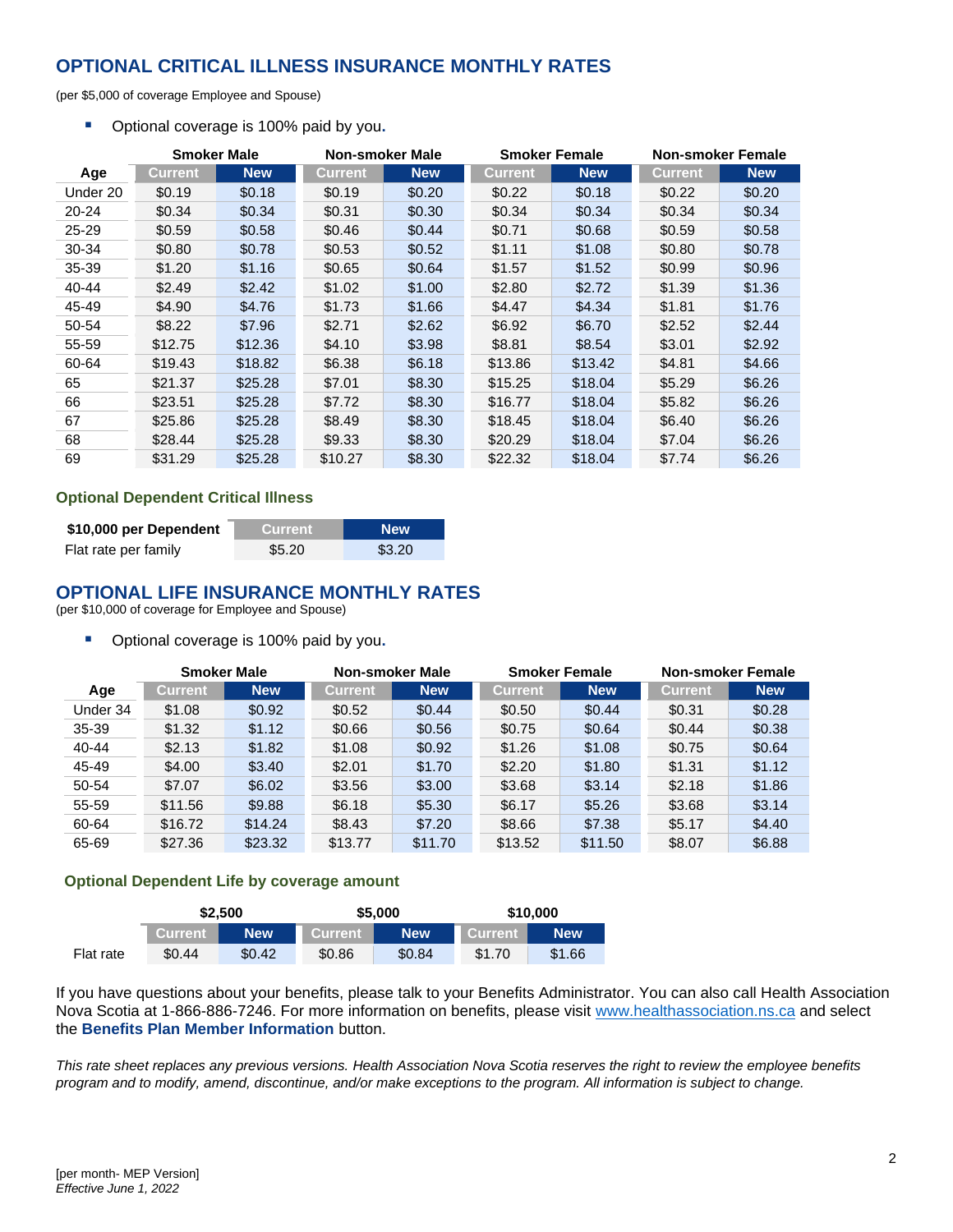## OPTIONAL CRITICAL ILLNESS INSURANCE MONTHLY RATES

(per $5,000 of coverage Employee and Spouse)

- Optional coverage is 100% paid by you.

| | Smoker Male | | Non-smoker Male | | Smoker Female | | Non-smoker Female | |
|---|---|---|---|---|---|---|---|---|
| Age | Current | New | Current | New | Current | New | Current | New |
| Under 20 | $0.19 | $0.18 | $0.19 | $0.20 | $0.22 | $0.18 | $0.22 | $0.20 |
| 20-24 | $0.34 | $0.34 | $0.31 | $0.30 | $0.34 | $0.34 | $0.34 | $0.34 |
| 25-29 | $0.59 | $0.58 | $0.46 | $0.44 | $0.71 | $0.68 | $0.59 | $0.58 |
| 30-34 | $0.80 | $0.78 | $0.53 | $0.52 | $1.11 | $1.08 | $0.80 | $0.78 |
| 35-39 | $1.20 | $1.16 | $0.65 | $0.64 | $1.57 | $1.52 | $0.99 | $0.96 |
| 40-44 | $2.49 | $2.42 | $1.02 | $1.00 | $2.80 | $2.72 | $1.39 | $1.36 |
| 45-49 | $4.90 | $4.76 | $1.73 | $1.66 | $4.47 | $4.34 | $1.81 | $1.76 |
| 50-54 | $8.22 | $7.96 | $2.71 | $2.62 | $6.92 | $6.70 | $2.52 | $2.44 |
| 55-59 | $12.75 | $12.36 | $4.10 | $3.98 | $8.81 | $8.54 | $3.01 | $2.92 |
| 60-64 | $19.43 | $18.82 | $6.38 | $6.18 | $13.86 | $13.42 | $4.81 | $4.66 |
| 65 | $21.37 | $25.28 | $7.01 | $8.30 | $15.25 | $18.04 | $5.29 | $6.26 |
| 66 | $23.51 | $25.28 | $7.72 | $8.30 | $16.77 | $18.04 | $5.82 | $6.26 |
| 67 | $25.86 | $25.28 | $8.49 | $8.30 | $18.45 | $18.04 | $6.40 | $6.26 |
| 68 | $28.44 | $25.28 | $9.33 | $8.30 | $20.29 | $18.04 | $7.04 | $6.26 |
| 69 | $31.29 | $25.28 | $10.27 | $8.30 | $22.32 | $18.04 | $7.74 | $6.26 |

### Optional Dependent Critical Illness

| $10,000 per Dependent | Current | New |
|---|---|---|
| Flat rate per family | $5.20 | $3.20 |

## OPTIONAL LIFE INSURANCE MONTHLY RATES

(per $10,000 of coverage for Employee and Spouse)

- Optional coverage is 100% paid by you.

| | Smoker Male | | Non-smoker Male | | Smoker Female | | Non-smoker Female | |
|---|---|---|---|---|---|---|---|---|
| Age | Current | New | Current | New | Current | New | Current | New |
| Under 34 | $1.08 | $0.92 | $0.52 | $0.44 | $0.50 | $0.44 | $0.31 | $0.28 |
| 35-39 | $1.32 | $1.12 | $0.66 | $0.56 | $0.75 | $0.64 | $0.44 | $0.38 |
| 40-44 | $2.13 | $1.82 | $1.08 | $0.92 | $1.26 | $1.08 | $0.75 | $0.64 |
| 45-49 | $4.00 | $3.40 | $2.01 | $1.70 | $2.20 | $1.80 | $1.31 | $1.12 |
| 50-54 | $7.07 | $6.02 | $3.56 | $3.00 | $3.68 | $3.14 | $2.18 | $1.86 |
| 55-59 | $11.56 | $9.88 | $6.18 | $5.30 | $6.17 | $5.26 | $3.68 | $3.14 |
| 60-64 | $16.72 | $14.24 | $8.43 | $7.20 | $8.66 | $7.38 | $5.17 | $4.40 |
| 65-69 | $27.36 | $23.32 | $13.77 | $11.70 | $13.52 | $11.50 | $8.07 | $6.88 |

### Optional Dependent Life by coverage amount

| | $2,500 | | $5,000 | | $10,000 | |
|---|---|---|---|---|---|---|
| | Current | New | Current | New | Current | New |
| Flat rate | $0.44 | $0.42 | $0.86 | $0.84 | $1.70 | $1.66 |

If you have questions about your benefits, please talk to your Benefits Administrator. You can also call Health Association Nova Scotia at 1-866-886-7246. For more information on benefits, please visit www.healthassociation.ns.ca and select the **Benefits Plan Member Information** button.

*This rate sheet replaces any previous versions. Health Association Nova Scotia reserves the right to review the employee benefits program and to modify, amend, discontinue, and/or make exceptions to the program. All information is subject to change.*

[per month- MEP Version]
*Effective June 1, 2022*